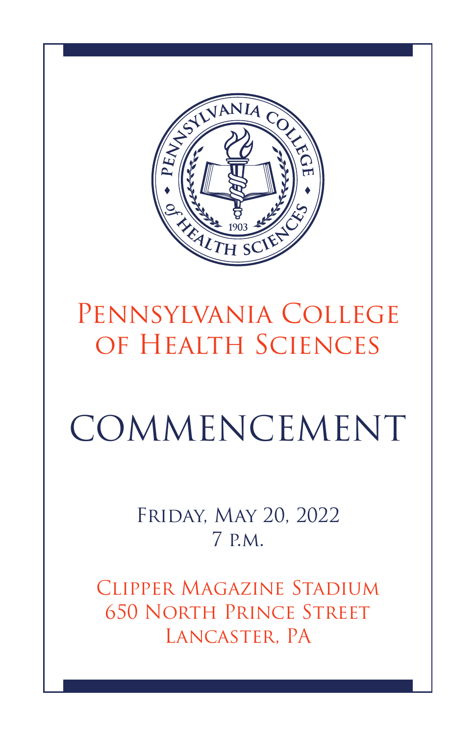# Pennsylvania College of Health Sciences

# COMMENCEMENT

Friday, May 20, 2022
7 p.m.

Clipper Magazine Stadium
650 North Prince Street
Lancaster, PA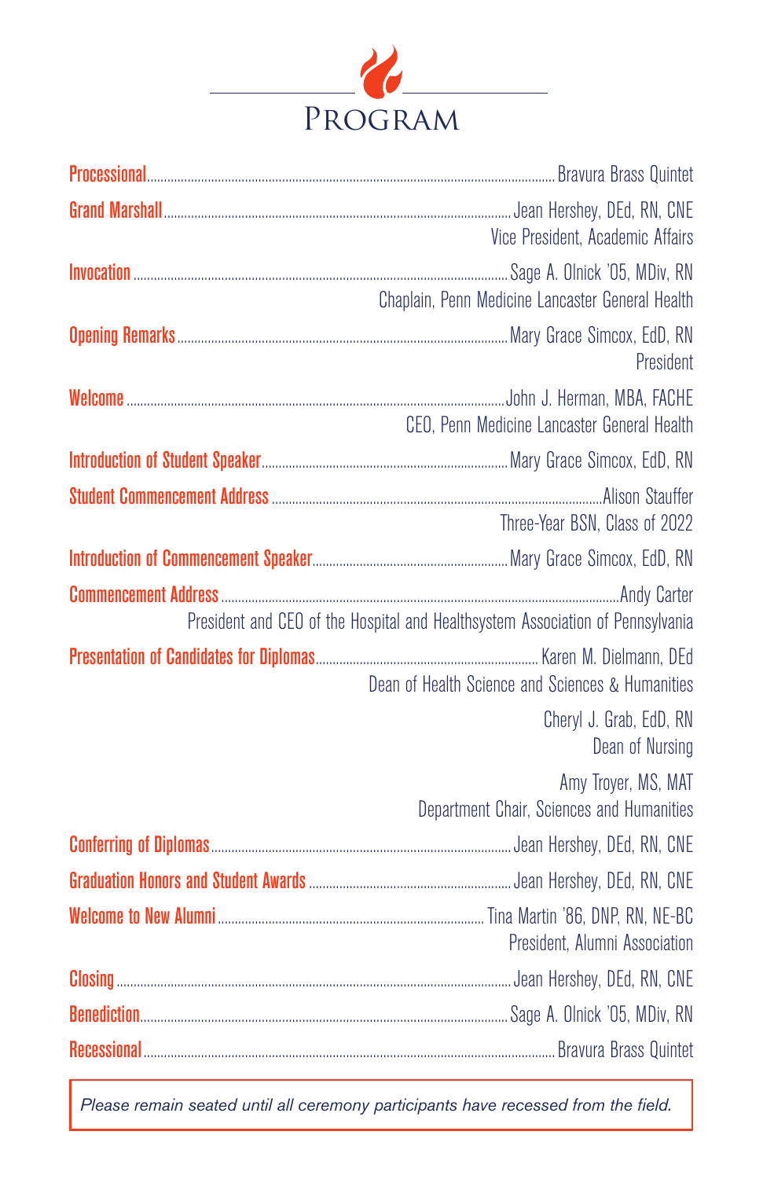# Program

**Processional** ........ Bravura Brass Quintet

**Grand Marshall** ........ Jean Hershey, DEd, RN, CNE
Vice President, Academic Affairs

**Invocation** ........ Sage A. Olnick '05, MDiv, RN
Chaplain, Penn Medicine Lancaster General Health

**Opening Remarks** ........ Mary Grace Simcox, EdD, RN
President

**Welcome** ........ John J. Herman, MBA, FACHE
CEO, Penn Medicine Lancaster General Health

**Introduction of Student Speaker** ........ Mary Grace Simcox, EdD, RN

**Student Commencement Address** ........ Alison Stauffer
Three-Year BSN, Class of 2022

**Introduction of Commencement Speaker** ........ Mary Grace Simcox, EdD, RN

**Commencement Address** ........ Andy Carter
President and CEO of the Hospital and Healthsystem Association of Pennsylvania

**Presentation of Candidates for Diplomas** ........ Karen M. Dielmann, DEd
Dean of Health Science and Sciences & Humanities

Cheryl J. Grab, EdD, RN
Dean of Nursing

Amy Troyer, MS, MAT
Department Chair, Sciences and Humanities

**Conferring of Diplomas** ........ Jean Hershey, DEd, RN, CNE

**Graduation Honors and Student Awards** ........ Jean Hershey, DEd, RN, CNE

**Welcome to New Alumni** ........ Tina Martin '86, DNP, RN, NE-BC
President, Alumni Association

**Closing** ........ Jean Hershey, DEd, RN, CNE

**Benediction** ........ Sage A. Olnick '05, MDiv, RN

**Recessional** ........ Bravura Brass Quintet

*Please remain seated until all ceremony participants have recessed from the field.*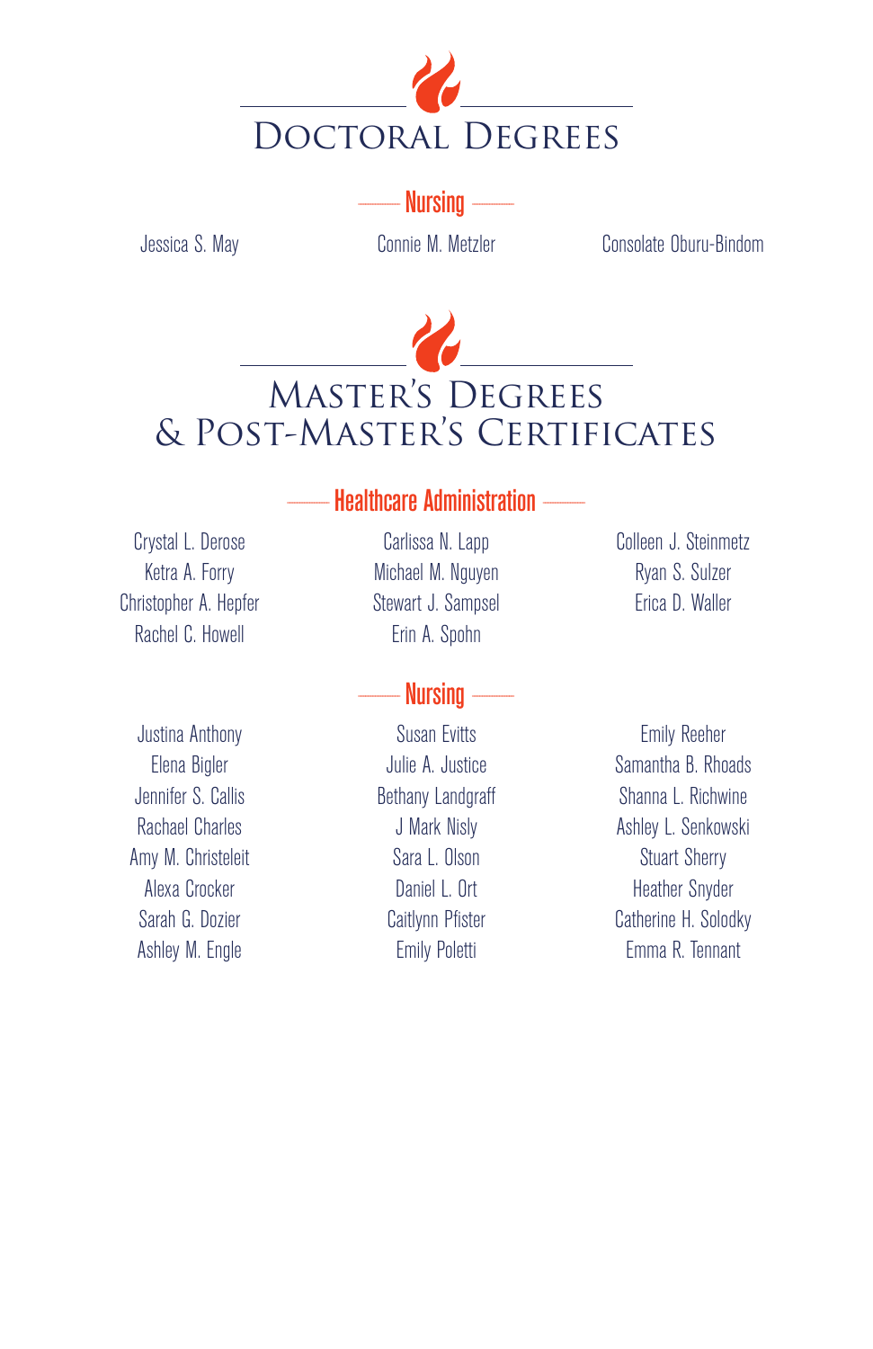# Doctoral Degrees

## Nursing

Jessica S. May
Connie M. Metzler
Consolate Oburu-Bindom

# Master's Degrees & Post-Master's Certificates

## Healthcare Administration

Crystal L. Derose
Ketra A. Forry
Christopher A. Hepfer
Rachel C. Howell
Carlissa N. Lapp
Michael M. Nguyen
Stewart J. Sampsel
Erin A. Spohn
Colleen J. Steinmetz
Ryan S. Sulzer
Erica D. Waller

## Nursing

Justina Anthony
Elena Bigler
Jennifer S. Callis
Rachael Charles
Amy M. Christeleit
Alexa Crocker
Sarah G. Dozier
Ashley M. Engle
Susan Evitts
Julie A. Justice
Bethany Landgraff
J Mark Nisly
Sara L. Olson
Daniel L. Ort
Caitlynn Pfister
Emily Poletti
Emily Reeher
Samantha B. Rhoads
Shanna L. Richwine
Ashley L. Senkowski
Stuart Sherry
Heather Snyder
Catherine H. Solodky
Emma R. Tennant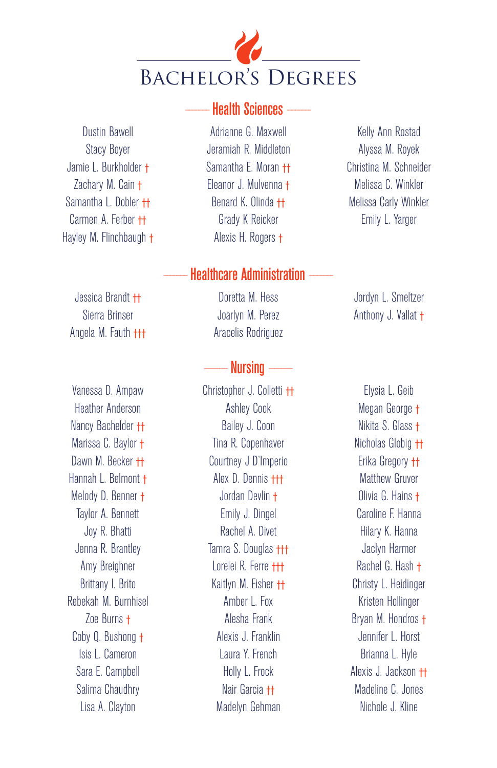# Bachelor's Degrees

## Health Sciences

Dustin Bawell
Stacy Boyer
Jamie L. Burkholder †
Zachary M. Cain †
Samantha L. Dobler ††
Carmen A. Ferber ††
Hayley M. Flinchbaugh †
Adrianne G. Maxwell
Jeramiah R. Middleton
Samantha E. Moran ††
Eleanor J. Mulvenna †
Benard K. Olinda ††
Grady K Reicker
Alexis H. Rogers †
Kelly Ann Rostad
Alyssa M. Royek
Christina M. Schneider
Melissa C. Winkler
Melissa Carly Winkler
Emily L. Yarger

## Healthcare Administration

Jessica Brandt ††
Sierra Brinser
Angela M. Fauth †††
Doretta M. Hess
Joarlyn M. Perez
Aracelis Rodriguez
Jordyn L. Smeltzer
Anthony J. Vallat †

## Nursing

Vanessa D. Ampaw
Heather Anderson
Nancy Bachelder ††
Marissa C. Baylor †
Dawn M. Becker ††
Hannah L. Belmont †
Melody D. Benner †
Taylor A. Bennett
Joy R. Bhatti
Jenna R. Brantley
Amy Breighner
Brittany I. Brito
Rebekah M. Burnhisel
Zoe Burns †
Coby Q. Bushong †
Isis L. Cameron
Sara E. Campbell
Salima Chaudhry
Lisa A. Clayton
Christopher J. Colletti ††
Ashley Cook
Bailey J. Coon
Tina R. Copenhaver
Courtney J D'Imperio
Alex D. Dennis †††
Jordan Devlin †
Emily J. Dingel
Rachel A. Divet
Tamra S. Douglas †††
Lorelei R. Ferre †††
Kaitlyn M. Fisher ††
Amber L. Fox
Alesha Frank
Alexis J. Franklin
Laura Y. French
Holly L. Frock
Nair Garcia ††
Madelyn Gehman
Elysia L. Geib
Megan George †
Nikita S. Glass †
Nicholas Globig ††
Erika Gregory ††
Matthew Gruver
Olivia G. Hains †
Caroline F. Hanna
Hilary K. Hanna
Jaclyn Harmer
Rachel G. Hash †
Christy L. Heidinger
Kristen Hollinger
Bryan M. Hondros †
Jennifer L. Horst
Brianna L. Hyle
Alexis J. Jackson ††
Madeline C. Jones
Nichole J. Kline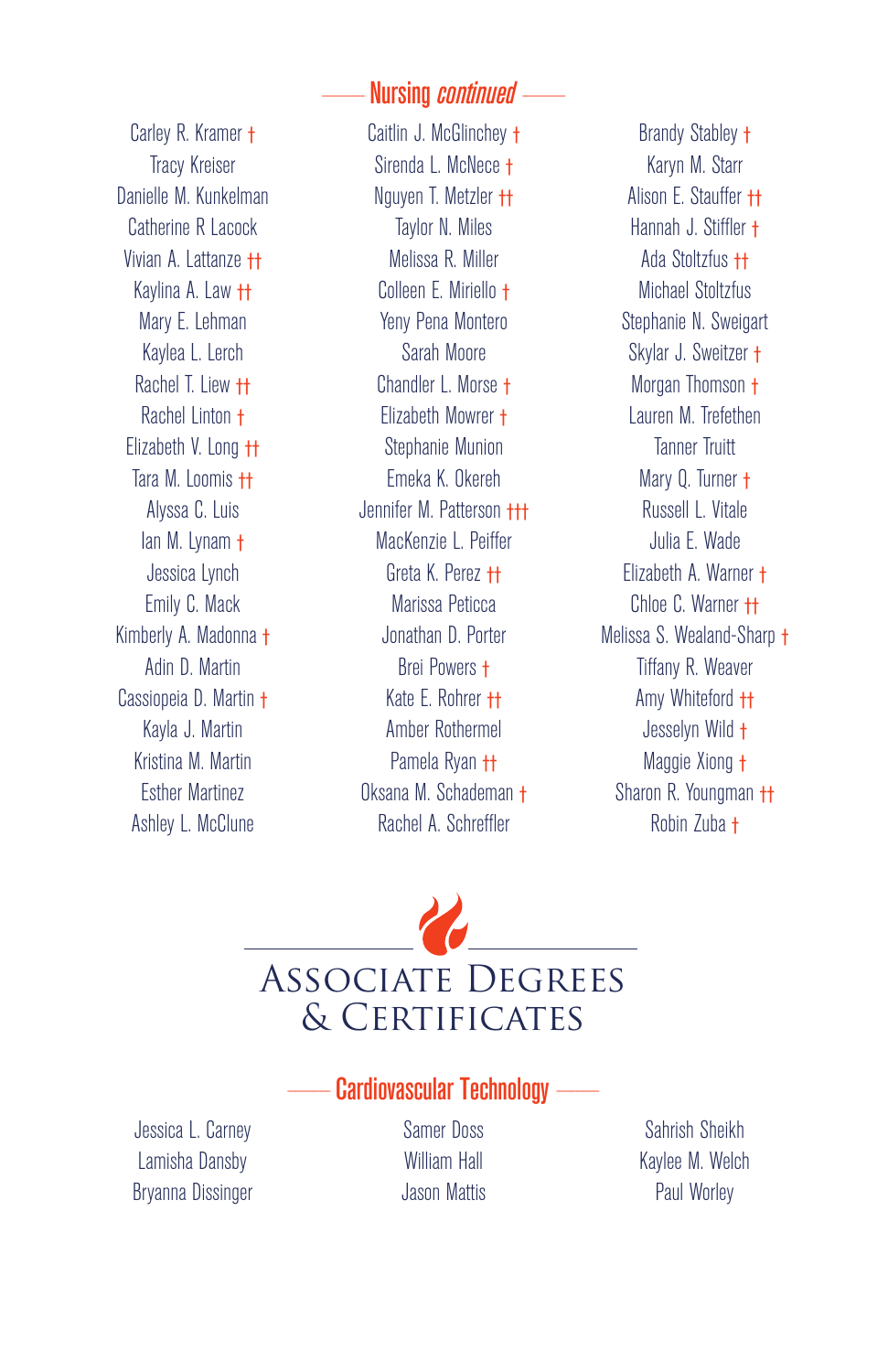## Nursing *continued*

Carley R. Kramer †
Tracy Kreiser
Danielle M. Kunkelman
Catherine R Lacock
Vivian A. Lattanze ††
Kaylina A. Law ††
Mary E. Lehman
Kaylea L. Lerch
Rachel T. Liew ††
Rachel Linton †
Elizabeth V. Long ††
Tara M. Loomis ††
Alyssa C. Luis
Ian M. Lynam †
Jessica Lynch
Emily C. Mack
Kimberly A. Madonna †
Adin D. Martin
Cassiopeia D. Martin †
Kayla J. Martin
Kristina M. Martin
Esther Martinez
Ashley L. McClune
Caitlin J. McGlinchey †
Sirenda L. McNece †
Nguyen T. Metzler ††
Taylor N. Miles
Melissa R. Miller
Colleen E. Miriello †
Yeny Pena Montero
Sarah Moore
Chandler L. Morse †
Elizabeth Mowrer †
Stephanie Munion
Emeka K. Okereh
Jennifer M. Patterson †††
MacKenzie L. Peiffer
Greta K. Perez ††
Marissa Peticca
Jonathan D. Porter
Brei Powers †
Kate E. Rohrer ††
Amber Rothermel
Pamela Ryan ††
Oksana M. Schademan †
Rachel A. Schreffler
Brandy Stabley †
Karyn M. Starr
Alison E. Stauffer ††
Hannah J. Stiffler †
Ada Stoltzfus ††
Michael Stoltzfus
Stephanie N. Sweigart
Skylar J. Sweitzer †
Morgan Thomson †
Lauren M. Trefethen
Tanner Truitt
Mary Q. Turner †
Russell L. Vitale
Julia E. Wade
Elizabeth A. Warner †
Chloe C. Warner ††
Melissa S. Wealand-Sharp †
Tiffany R. Weaver
Amy Whiteford ††
Jesselyn Wild †
Maggie Xiong †
Sharon R. Youngman ††
Robin Zuba †

# Associate Degrees & Certificates

## Cardiovascular Technology

Jessica L. Carney
Lamisha Dansby
Bryanna Dissinger
Samer Doss
William Hall
Jason Mattis
Sahrish Sheikh
Kaylee M. Welch
Paul Worley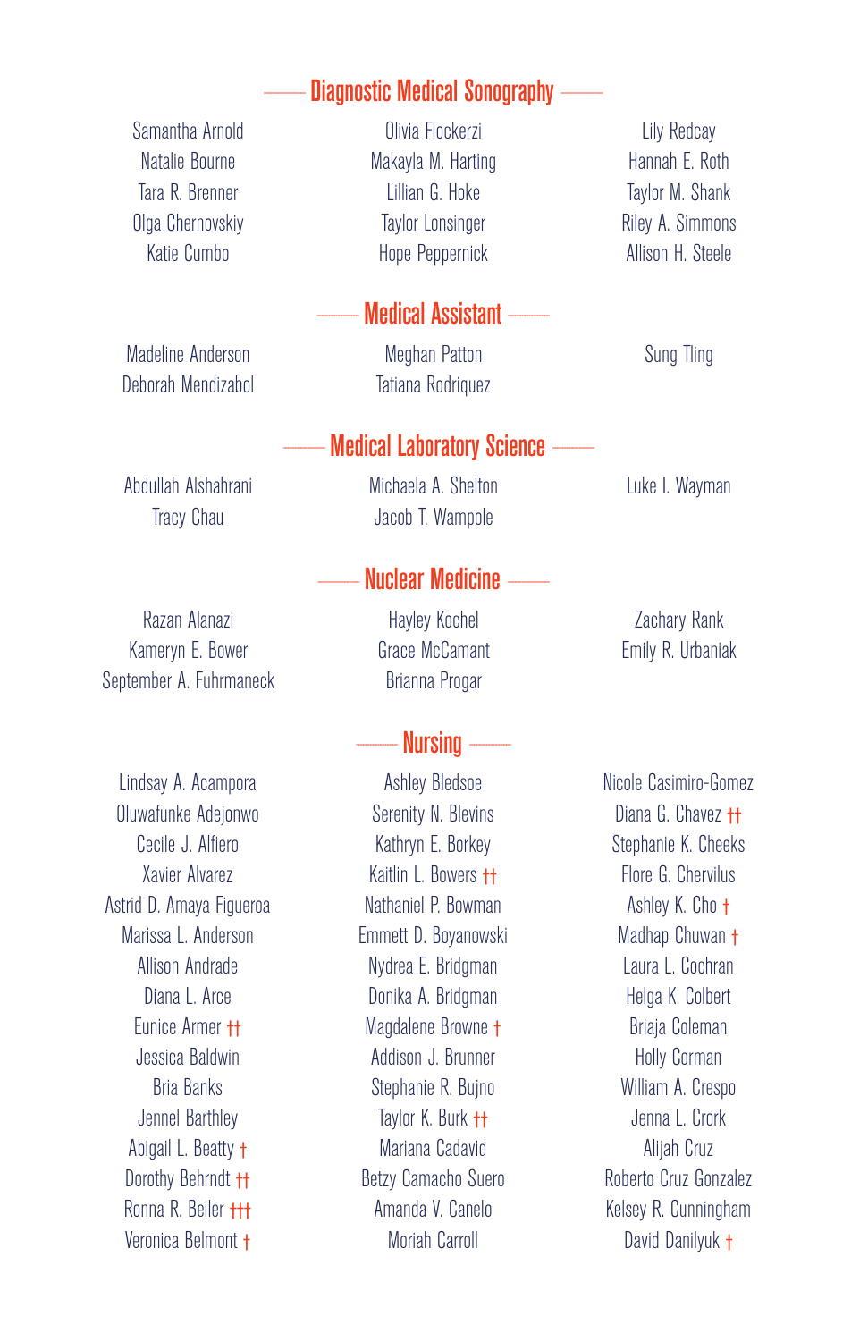## Diagnostic Medical Sonography

Samantha Arnold
Natalie Bourne
Tara R. Brenner
Olga Chernovskiy
Katie Cumbo
Olivia Flockerzi
Makayla M. Harting
Lillian G. Hoke
Taylor Lonsinger
Hope Peppernick
Lily Redcay
Hannah E. Roth
Taylor M. Shank
Riley A. Simmons
Allison H. Steele

## Medical Assistant

Madeline Anderson
Deborah Mendizabol
Meghan Patton
Tatiana Rodriquez
Sung Tling

## Medical Laboratory Science

Abdullah Alshahrani
Tracy Chau
Michaela A. Shelton
Jacob T. Wampole
Luke I. Wayman

## Nuclear Medicine

Razan Alanazi
Kameryn E. Bower
September A. Fuhrmaneck
Hayley Kochel
Grace McCamant
Brianna Progar
Zachary Rank
Emily R. Urbaniak

## Nursing

Lindsay A. Acampora
Oluwafunke Adejonwo
Cecile J. Alfiero
Xavier Alvarez
Astrid D. Amaya Figueroa
Marissa L. Anderson
Allison Andrade
Diana L. Arce
Eunice Armer ††
Jessica Baldwin
Bria Banks
Jennel Barthley
Abigail L. Beatty †
Dorothy Behrndt ††
Ronna R. Beiler †††
Veronica Belmont †
Ashley Bledsoe
Serenity N. Blevins
Kathryn E. Borkey
Kaitlin L. Bowers ††
Nathaniel P. Bowman
Emmett D. Boyanowski
Nydrea E. Bridgman
Donika A. Bridgman
Magdalene Browne †
Addison J. Brunner
Stephanie R. Bujno
Taylor K. Burk ††
Mariana Cadavid
Betzy Camacho Suero
Amanda V. Canelo
Moriah Carroll
Nicole Casimiro-Gomez
Diana G. Chavez ††
Stephanie K. Cheeks
Flore G. Chervilus
Ashley K. Cho †
Madhap Chuwan †
Laura L. Cochran
Helga K. Colbert
Briaja Coleman
Holly Corman
William A. Crespo
Jenna L. Crork
Alijah Cruz
Roberto Cruz Gonzalez
Kelsey R. Cunningham
David Danilyuk †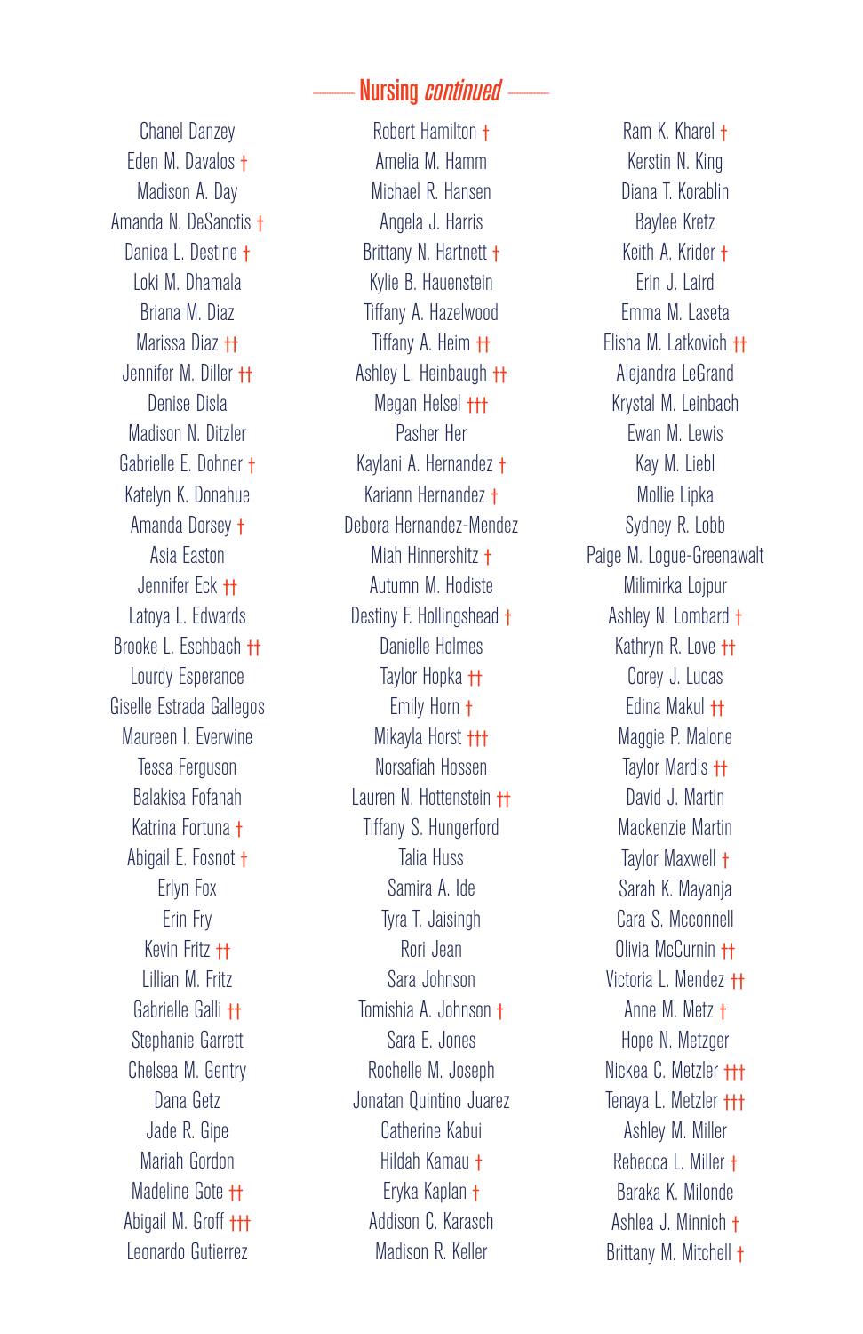## Nursing *continued*

Chanel Danzey
Eden M. Davalos †
Madison A. Day
Amanda N. DeSanctis †
Danica L. Destine †
Loki M. Dhamala
Briana M. Diaz
Marissa Diaz ††
Jennifer M. Diller ††
Denise Disla
Madison N. Ditzler
Gabrielle E. Dohner †
Katelyn K. Donahue
Amanda Dorsey †
Asia Easton
Jennifer Eck ††
Latoya L. Edwards
Brooke L. Eschbach ††
Lourdy Esperance
Giselle Estrada Gallegos
Maureen I. Everwine
Tessa Ferguson
Balakisa Fofanah
Katrina Fortuna †
Abigail E. Fosnot †
Erlyn Fox
Erin Fry
Kevin Fritz ††
Lillian M. Fritz
Gabrielle Galli ††
Stephanie Garrett
Chelsea M. Gentry
Dana Getz
Jade R. Gipe
Mariah Gordon
Madeline Gote ††
Abigail M. Groff †††
Leonardo Gutierrez

Robert Hamilton †
Amelia M. Hamm
Michael R. Hansen
Angela J. Harris
Brittany N. Hartnett †
Kylie B. Hauenstein
Tiffany A. Hazelwood
Tiffany A. Heim ††
Ashley L. Heinbaugh ††
Megan Helsel †††
Pasher Her
Kaylani A. Hernandez †
Kariann Hernandez †
Debora Hernandez-Mendez
Miah Hinnershitz †
Autumn M. Hodiste
Destiny F. Hollingshead †
Danielle Holmes
Taylor Hopka ††
Emily Horn †
Mikayla Horst †††
Norsafiah Hossen
Lauren N. Hottenstein ††
Tiffany S. Hungerford
Talia Huss
Samira A. Ide
Tyra T. Jaisingh
Rori Jean
Sara Johnson
Tomishia A. Johnson †
Sara E. Jones
Rochelle M. Joseph
Jonatan Quintino Juarez
Catherine Kabui
Hildah Kamau †
Eryka Kaplan †
Addison C. Karasch
Madison R. Keller

Ram K. Kharel †
Kerstin N. King
Diana T. Korablin
Baylee Kretz
Keith A. Krider †
Erin J. Laird
Emma M. Laseta
Elisha M. Latkovich ††
Alejandra LeGrand
Krystal M. Leinbach
Ewan M. Lewis
Kay M. Liebl
Mollie Lipka
Sydney R. Lobb
Paige M. Logue-Greenawalt
Milimirka Lojpur
Ashley N. Lombard †
Kathryn R. Love ††
Corey J. Lucas
Edina Makul ††
Maggie P. Malone
Taylor Mardis ††
David J. Martin
Mackenzie Martin
Taylor Maxwell †
Sarah K. Mayanja
Cara S. Mcconnell
Olivia McCurnin ††
Victoria L. Mendez ††
Anne M. Metz †
Hope N. Metzger
Nickea C. Metzler †††
Tenaya L. Metzler †††
Ashley M. Miller
Rebecca L. Miller †
Baraka K. Milonde
Ashlea J. Minnich †
Brittany M. Mitchell †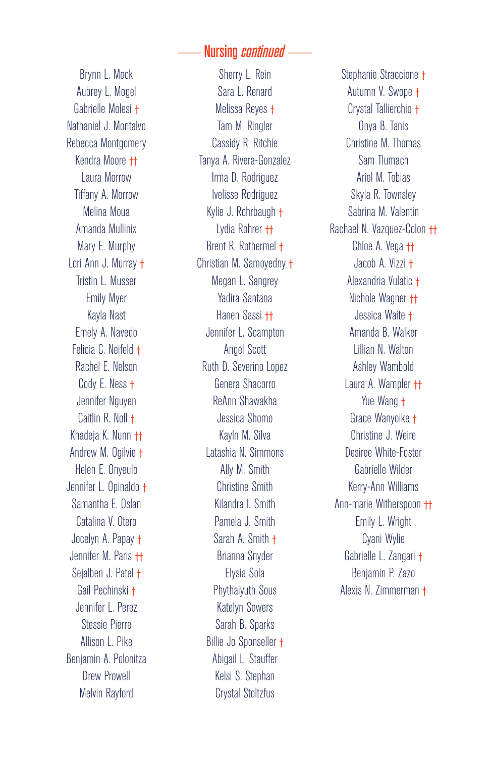## Nursing *continued*

Brynn L. Mock
Aubrey L. Mogel
Gabrielle Molesi †
Nathaniel J. Montalvo
Rebecca Montgomery
Kendra Moore ††
Laura Morrow
Tiffany A. Morrow
Melina Moua
Amanda Mullinix
Mary E. Murphy
Lori Ann J. Murray †
Tristin L. Musser
Emily Myer
Kayla Nast
Emely A. Navedo
Felicia C. Neifeld †
Rachel E. Nelson
Cody E. Ness †
Jennifer Nguyen
Caitlin R. Noll †
Khadeja K. Nunn ††
Andrew M. Ogilvie †
Helen E. Onyeulo
Jennifer L. Opinaldo †
Samantha E. Oslan
Catalina V. Otero
Jocelyn A. Papay †
Jennifer M. Paris ††
Sejalben J. Patel †
Gail Pechinski †
Jennifer L. Perez
Stessie Pierre
Allison L. Pike
Benjamin A. Polonitza
Drew Prowell
Melvin Rayford

Sherry L. Rein
Sara L. Renard
Melissa Reyes †
Tam M. Ringler
Cassidy R. Ritchie
Tanya A. Rivera-Gonzalez
Irma D. Rodriguez
Ivelisse Rodriguez
Kylie J. Rohrbaugh †
Lydia Rohrer ††
Brent R. Rothermel †
Christian M. Samoyedny †
Megan L. Sangrey
Yadira Santana
Hanen Sassi ††
Jennifer L. Scampton
Angel Scott
Ruth D. Severino Lopez
Genera Shacorro
ReAnn Shawakha
Jessica Shomo
Kayln M. Silva
Latashia N. Simmons
Ally M. Smith
Christine Smith
Kilandra I. Smith
Pamela J. Smith
Sarah A. Smith †
Brianna Snyder
Elysia Sola
Phythaiyuth Sous
Katelyn Sowers
Sarah B. Sparks
Billie Jo Sponseller †
Abigail L. Stauffer
Kelsi S. Stephan
Crystal Stoltzfus

Stephanie Straccione †
Autumn V. Swope †
Crystal Tallierchio †
Onya B. Tanis
Christine M. Thomas
Sam Tlumach
Ariel M. Tobias
Skyla R. Townsley
Sabrina M. Valentin
Rachael N. Vazquez-Colon ††
Chloe A. Vega ††
Jacob A. Vizzi †
Alexandria Vulatic †
Nichole Wagner ††
Jessica Waite †
Amanda B. Walker
Lillian N. Walton
Ashley Wambold
Laura A. Wampler ††
Yue Wang †
Grace Wanyoike †
Christine J. Weire
Desiree White-Foster
Gabrielle Wilder
Kerry-Ann Williams
Ann-marie Witherspoon ††
Emily L. Wright
Cyani Wylie
Gabrielle L. Zangari †
Benjamin P. Zazo
Alexis N. Zimmerman †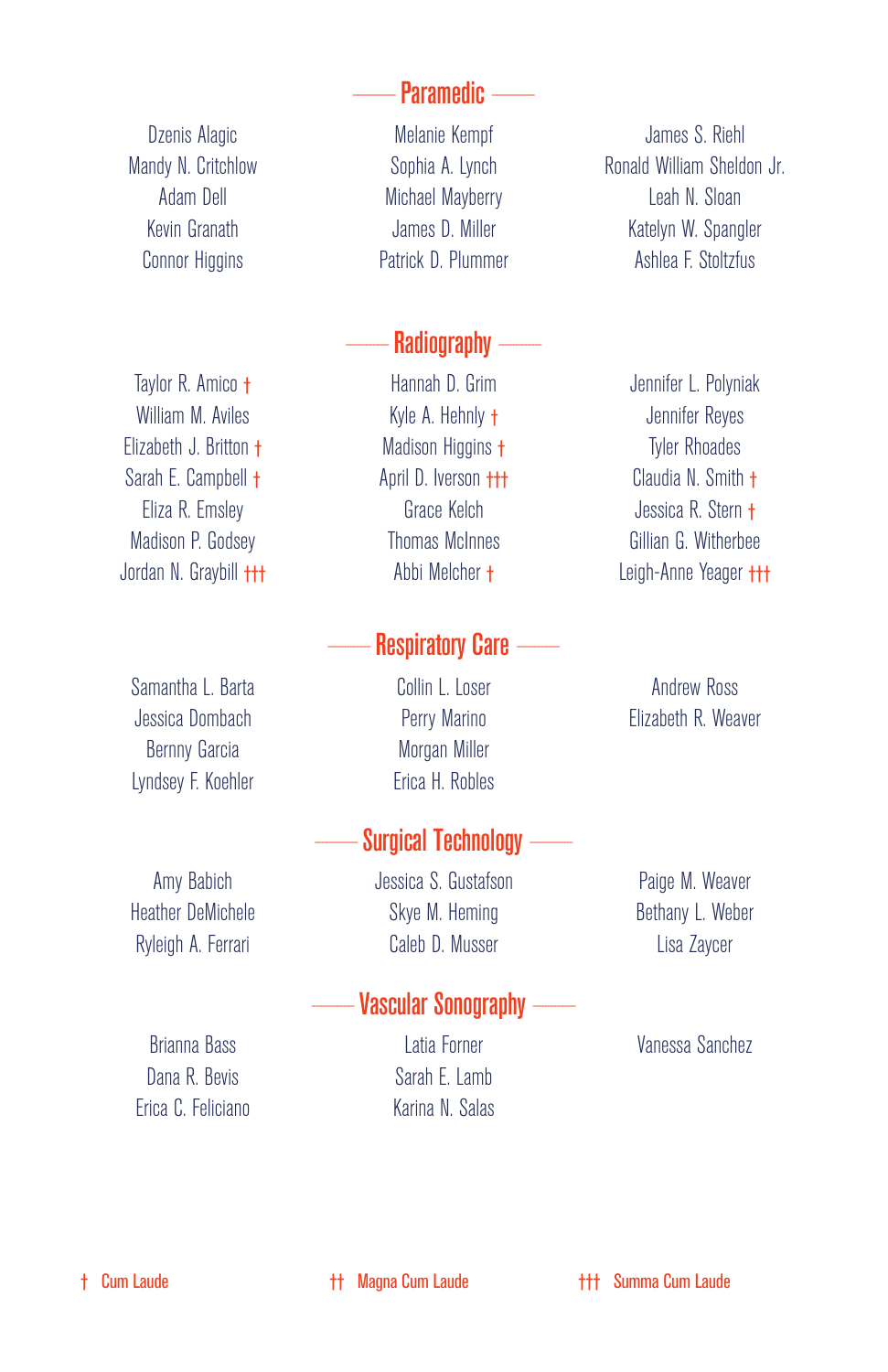## Paramedic

Dzenis Alagic
Mandy N. Critchlow
Adam Dell
Kevin Granath
Connor Higgins
Melanie Kempf
Sophia A. Lynch
Michael Mayberry
James D. Miller
Patrick D. Plummer
James S. Riehl
Ronald William Sheldon Jr.
Leah N. Sloan
Katelyn W. Spangler
Ashlea F. Stoltzfus

## Radiography

Taylor R. Amico †
William M. Aviles
Elizabeth J. Britton †
Sarah E. Campbell †
Eliza R. Emsley
Madison P. Godsey
Jordan N. Graybill †††
Hannah D. Grim
Kyle A. Hehnly †
Madison Higgins †
April D. Iverson †††
Grace Kelch
Thomas McInnes
Abbi Melcher †
Jennifer L. Polyniak
Jennifer Reyes
Tyler Rhoades
Claudia N. Smith †
Jessica R. Stern †
Gillian G. Witherbee
Leigh-Anne Yeager †††

## Respiratory Care

Samantha L. Barta
Jessica Dombach
Berny Garcia
Lyndsey F. Koehler
Collin L. Loser
Perry Marino
Morgan Miller
Erica H. Robles
Andrew Ross
Elizabeth R. Weaver

## Surgical Technology

Amy Babich
Heather DeMichele
Ryleigh A. Ferrari
Jessica S. Gustafson
Skye M. Heming
Caleb D. Musser
Paige M. Weaver
Bethany L. Weber
Lisa Zaycer

## Vascular Sonography

Brianna Bass
Dana R. Bevis
Erica C. Feliciano
Latia Forner
Sarah E. Lamb
Karina N. Salas
Vanessa Sanchez

† Cum Laude &nbsp;&nbsp; †† Magna Cum Laude &nbsp;&nbsp; ††† Summa Cum Laude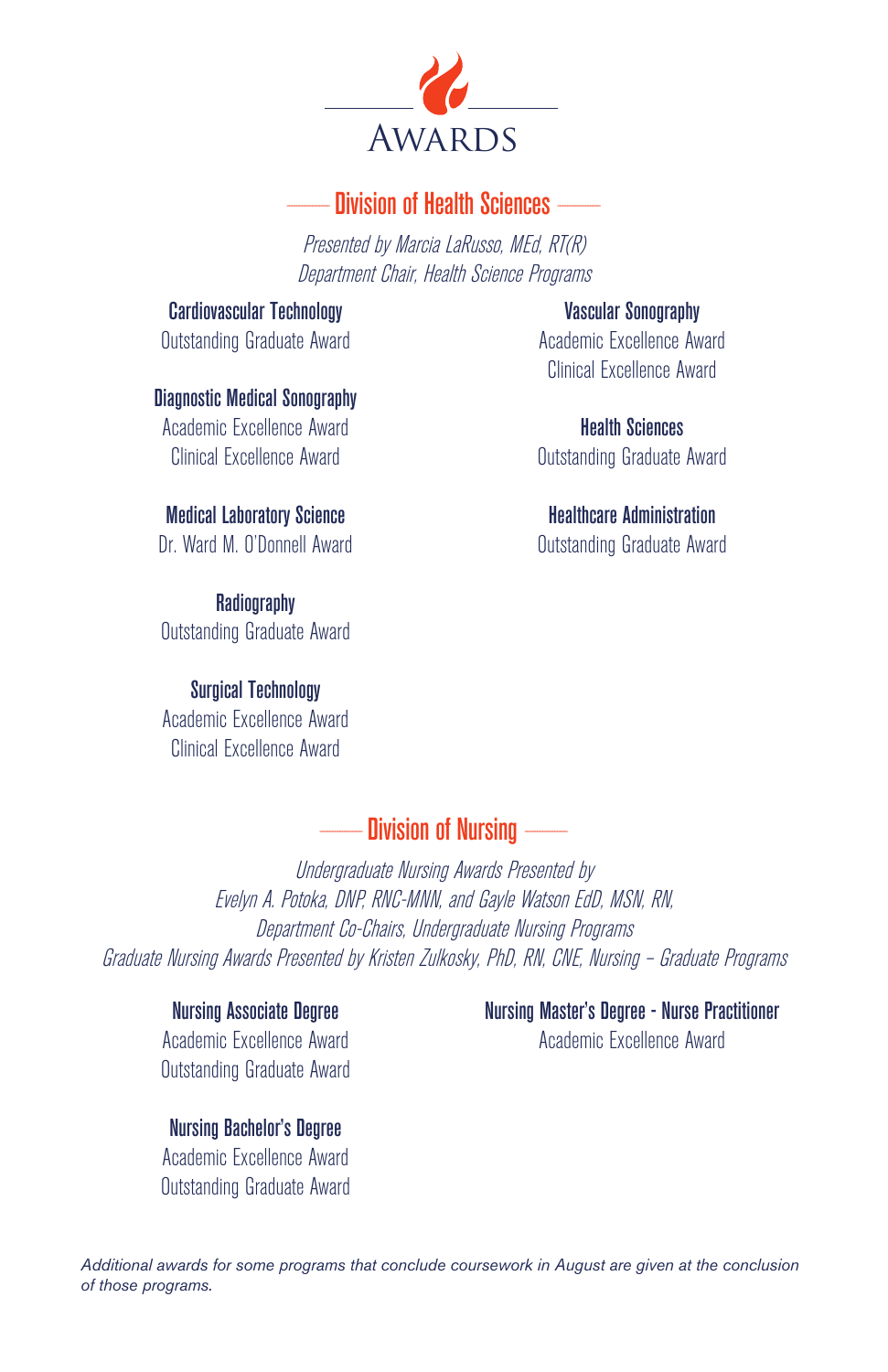# Awards

## Division of Health Sciences

*Presented by Marcia LaRusso, MEd, RT(R)*
*Department Chair, Health Science Programs*

**Cardiovascular Technology**
Outstanding Graduate Award

**Diagnostic Medical Sonography**
Academic Excellence Award
Clinical Excellence Award

**Medical Laboratory Science**
Dr. Ward M. O'Donnell Award

**Radiography**
Outstanding Graduate Award

**Surgical Technology**
Academic Excellence Award
Clinical Excellence Award

**Vascular Sonography**
Academic Excellence Award
Clinical Excellence Award

**Health Sciences**
Outstanding Graduate Award

**Healthcare Administration**
Outstanding Graduate Award

## Division of Nursing

*Undergraduate Nursing Awards Presented by*
*Evelyn A. Potoka, DNP, RNC-MNN, and Gayle Watson EdD, MSN, RN,*
*Department Co-Chairs, Undergraduate Nursing Programs*
*Graduate Nursing Awards Presented by Kristen Zulkosky, PhD, RN, CNE, Nursing – Graduate Programs*

**Nursing Associate Degree**
Academic Excellence Award
Outstanding Graduate Award

**Nursing Bachelor's Degree**
Academic Excellence Award
Outstanding Graduate Award

**Nursing Master's Degree - Nurse Practitioner**
Academic Excellence Award

*Additional awards for some programs that conclude coursework in August are given at the conclusion of those programs.*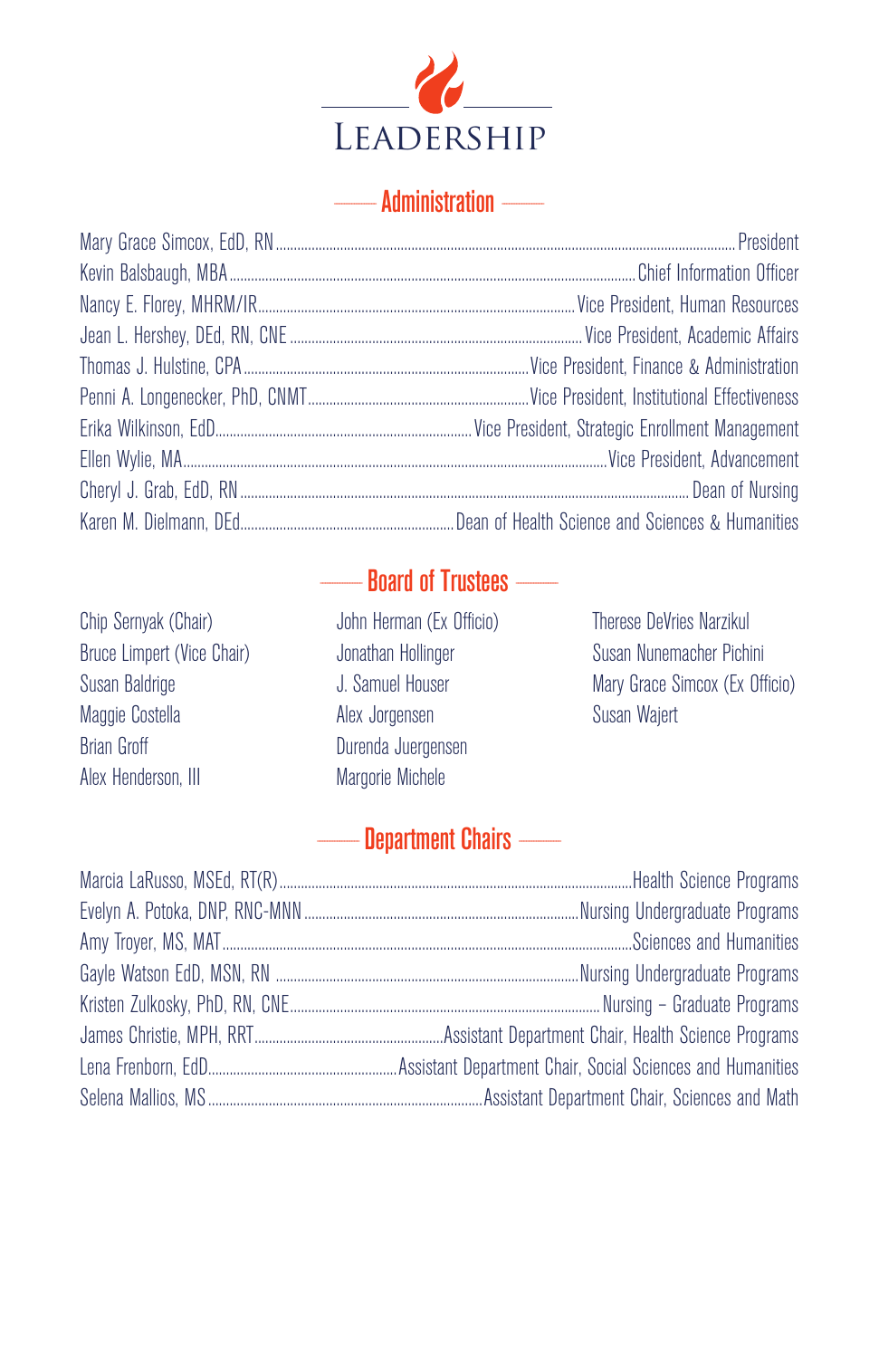# Leadership

## Administration

| Name | Title |
|---|---|
| Mary Grace Simcox, EdD, RN | President |
| Kevin Balsbaugh, MBA | Chief Information Officer |
| Nancy E. Florey, MHRM/IR | Vice President, Human Resources |
| Jean L. Hershey, DEd, RN, CNE | Vice President, Academic Affairs |
| Thomas J. Hulstine, CPA | Vice President, Finance & Administration |
| Penni A. Longenecker, PhD, CNMT | Vice President, Institutional Effectiveness |
| Erika Wilkinson, EdD | Vice President, Strategic Enrollment Management |
| Ellen Wylie, MA | Vice President, Advancement |
| Cheryl J. Grab, EdD, RN | Dean of Nursing |
| Karen M. Dielmann, DEd | Dean of Health Science and Sciences & Humanities |

## Board of Trustees

- Chip Sernyak (Chair)
- Bruce Limpert (Vice Chair)
- Susan Baldrige
- Maggie Costella
- Brian Groff
- Alex Henderson, III
- John Herman (Ex Officio)
- Jonathan Hollinger
- J. Samuel Houser
- Alex Jorgensen
- Durenda Juergensen
- Margorie Michele
- Therese DeVries Narzikul
- Susan Nunemacher Pichini
- Mary Grace Simcox (Ex Officio)
- Susan Wajert

## Department Chairs

| Name | Department |
|---|---|
| Marcia LaRusso, MSEd, RT(R) | Health Science Programs |
| Evelyn A. Potoka, DNP, RNC-MNN | Nursing Undergraduate Programs |
| Amy Troyer, MS, MAT | Sciences and Humanities |
| Gayle Watson EdD, MSN, RN | Nursing Undergraduate Programs |
| Kristen Zulkosky, PhD, RN, CNE | Nursing – Graduate Programs |
| James Christie, MPH, RRT | Assistant Department Chair, Health Science Programs |
| Lena Frenborn, EdD | Assistant Department Chair, Social Sciences and Humanities |
| Selena Mallios, MS | Assistant Department Chair, Sciences and Math |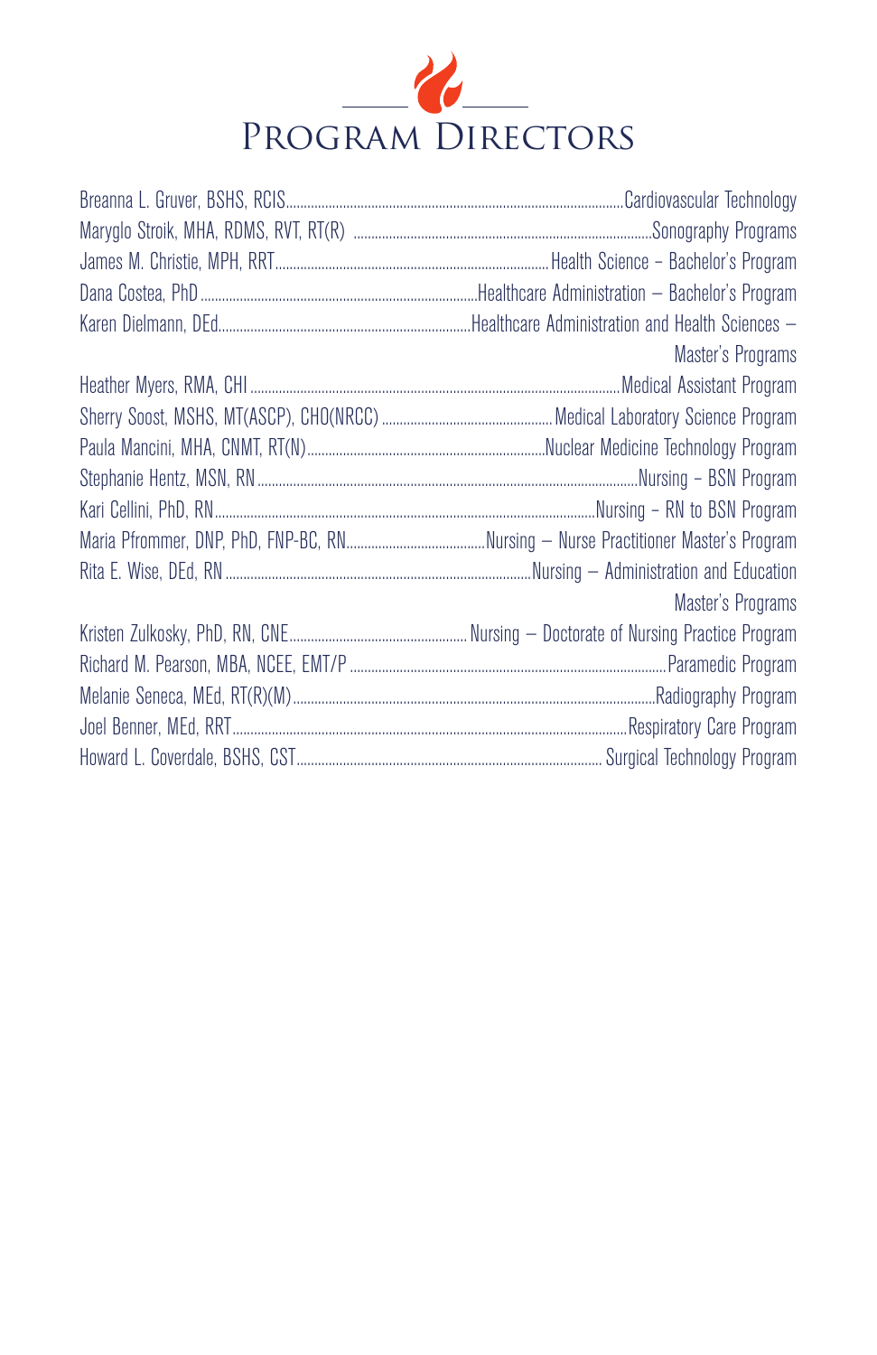# Program Directors

Breanna L. Gruver, BSHS, RCIS............Cardiovascular Technology

Maryglo Stroik, MHA, RDMS, RVT, RT(R)............Sonography Programs

James M. Christie, MPH, RRT............Health Science – Bachelor's Program

Dana Costea, PhD............Healthcare Administration – Bachelor's Program

Karen Dielmann, DEd............Healthcare Administration and Health Sciences – Master's Programs

Heather Myers, RMA, CHI............Medical Assistant Program

Sherry Soost, MSHS, MT(ASCP), CHO(NRCC)............Medical Laboratory Science Program

Paula Mancini, MHA, CNMT, RT(N)............Nuclear Medicine Technology Program

Stephanie Hentz, MSN, RN............Nursing – BSN Program

Kari Cellini, PhD, RN............Nursing – RN to BSN Program

Maria Pfrommer, DNP, PhD, FNP-BC, RN............Nursing – Nurse Practitioner Master's Program

Rita E. Wise, DEd, RN............Nursing – Administration and Education Master's Programs

Kristen Zulkosky, PhD, RN, CNE............Nursing – Doctorate of Nursing Practice Program

Richard M. Pearson, MBA, NCEE, EMT/P............Paramedic Program

Melanie Seneca, MEd, RT(R)(M)............Radiography Program

Joel Benner, MEd, RRT............Respiratory Care Program

Howard L. Coverdale, BSHS, CST............Surgical Technology Program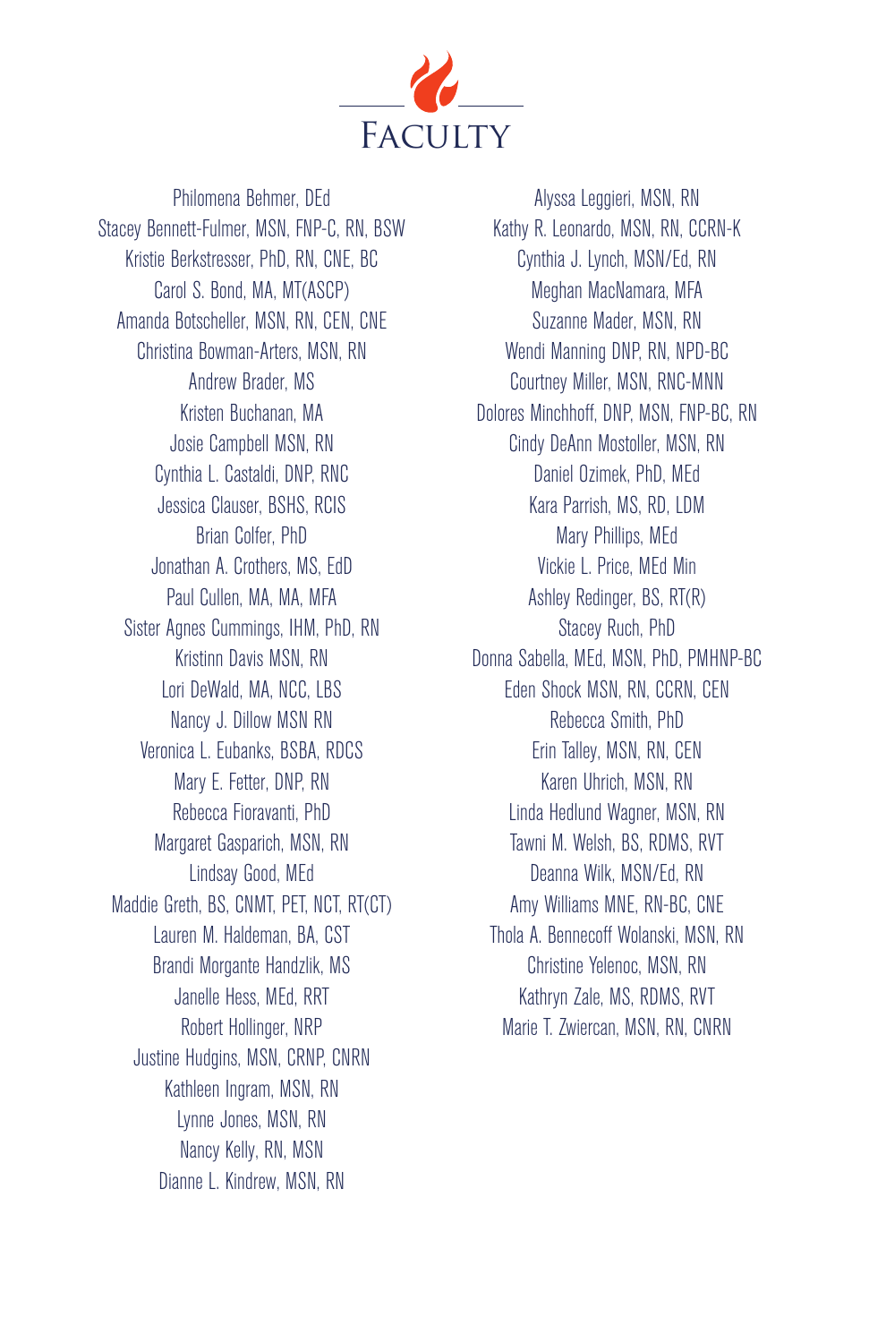# Faculty

Philomena Behmer, DEd
Stacey Bennett-Fulmer, MSN, FNP-C, RN, BSW
Kristie Berkstresser, PhD, RN, CNE, BC
Carol S. Bond, MA, MT(ASCP)
Amanda Botscheller, MSN, RN, CEN, CNE
Christina Bowman-Arters, MSN, RN
Andrew Brader, MS
Kristen Buchanan, MA
Josie Campbell MSN, RN
Cynthia L. Castaldi, DNP, RNC
Jessica Clauser, BSHS, RCIS
Brian Colfer, PhD
Jonathan A. Crothers, MS, EdD
Paul Cullen, MA, MA, MFA
Sister Agnes Cummings, IHM, PhD, RN
Kristinn Davis MSN, RN
Lori DeWald, MA, NCC, LBS
Nancy J. Dillow MSN RN
Veronica L. Eubanks, BSBA, RDCS
Mary E. Fetter, DNP, RN
Rebecca Fioravanti, PhD
Margaret Gasparich, MSN, RN
Lindsay Good, MEd
Maddie Greth, BS, CNMT, PET, NCT, RT(CT)
Lauren M. Haldeman, BA, CST
Brandi Morgante Handzlik, MS
Janelle Hess, MEd, RRT
Robert Hollinger, NRP
Justine Hudgins, MSN, CRNP, CNRN
Kathleen Ingram, MSN, RN
Lynne Jones, MSN, RN
Nancy Kelly, RN, MSN
Dianne L. Kindrew, MSN, RN
Alyssa Leggieri, MSN, RN
Kathy R. Leonardo, MSN, RN, CCRN-K
Cynthia J. Lynch, MSN/Ed, RN
Meghan MacNamara, MFA
Suzanne Mader, MSN, RN
Wendi Manning DNP, RN, NPD-BC
Courtney Miller, MSN, RNC-MNN
Dolores Minchhoff, DNP, MSN, FNP-BC, RN
Cindy DeAnn Mostoller, MSN, RN
Daniel Ozimek, PhD, MEd
Kara Parrish, MS, RD, LDM
Mary Phillips, MEd
Vickie L. Price, MEd Min
Ashley Redinger, BS, RT(R)
Stacey Ruch, PhD
Donna Sabella, MEd, MSN, PhD, PMHNP-BC
Eden Shock MSN, RN, CCRN, CEN
Rebecca Smith, PhD
Erin Talley, MSN, RN, CEN
Karen Uhrich, MSN, RN
Linda Hedlund Wagner, MSN, RN
Tawni M. Welsh, BS, RDMS, RVT
Deanna Wilk, MSN/Ed, RN
Amy Williams MNE, RN-BC, CNE
Thola A. Bennecoff Wolanski, MSN, RN
Christine Yelenoc, MSN, RN
Kathryn Zale, MS, RDMS, RVT
Marie T. Zwiercan, MSN, RN, CNRN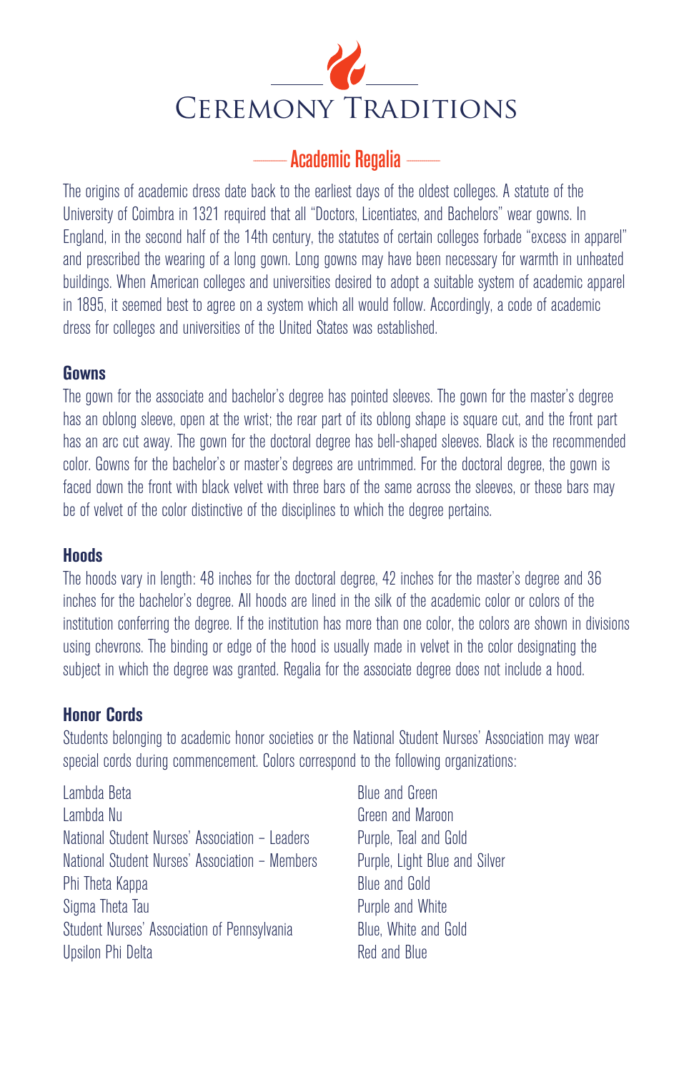# Ceremony Traditions

## Academic Regalia

The origins of academic dress date back to the earliest days of the oldest colleges. A statute of the University of Coimbra in 1321 required that all "Doctors, Licentiates, and Bachelors" wear gowns. In England, in the second half of the 14th century, the statutes of certain colleges forbade "excess in apparel" and prescribed the wearing of a long gown. Long gowns may have been necessary for warmth in unheated buildings. When American colleges and universities desired to adopt a suitable system of academic apparel in 1895, it seemed best to agree on a system which all would follow. Accordingly, a code of academic dress for colleges and universities of the United States was established.

### Gowns

The gown for the associate and bachelor's degree has pointed sleeves. The gown for the master's degree has an oblong sleeve, open at the wrist; the rear part of its oblong shape is square cut, and the front part has an arc cut away. The gown for the doctoral degree has bell-shaped sleeves. Black is the recommended color. Gowns for the bachelor's or master's degrees are untrimmed. For the doctoral degree, the gown is faced down the front with black velvet with three bars of the same across the sleeves, or these bars may be of velvet of the color distinctive of the disciplines to which the degree pertains.

### Hoods

The hoods vary in length: 48 inches for the doctoral degree, 42 inches for the master's degree and 36 inches for the bachelor's degree. All hoods are lined in the silk of the academic color or colors of the institution conferring the degree. If the institution has more than one color, the colors are shown in divisions using chevrons. The binding or edge of the hood is usually made in velvet in the color designating the subject in which the degree was granted. Regalia for the associate degree does not include a hood.

### Honor Cords

Students belonging to academic honor societies or the National Student Nurses' Association may wear special cords during commencement. Colors correspond to the following organizations:

| | |
|---|---|
| Lambda Beta | Blue and Green |
| Lambda Nu | Green and Maroon |
| National Student Nurses' Association – Leaders | Purple, Teal and Gold |
| National Student Nurses' Association – Members | Purple, Light Blue and Silver |
| Phi Theta Kappa | Blue and Gold |
| Sigma Theta Tau | Purple and White |
| Student Nurses' Association of Pennsylvania | Blue, White and Gold |
| Upsilon Phi Delta | Red and Blue |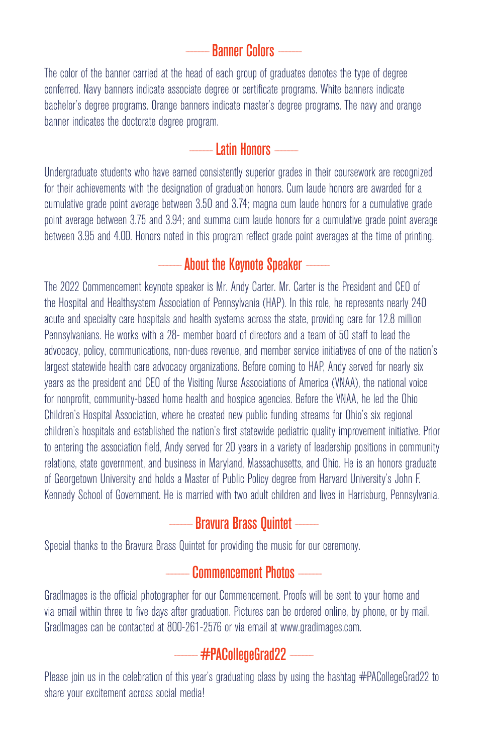## Banner Colors

The color of the banner carried at the head of each group of graduates denotes the type of degree conferred. Navy banners indicate associate degree or certificate programs. White banners indicate bachelor's degree programs. Orange banners indicate master's degree programs. The navy and orange banner indicates the doctorate degree program.

## Latin Honors

Undergraduate students who have earned consistently superior grades in their coursework are recognized for their achievements with the designation of graduation honors. Cum laude honors are awarded for a cumulative grade point average between 3.50 and 3.74; magna cum laude honors for a cumulative grade point average between 3.75 and 3.94; and summa cum laude honors for a cumulative grade point average between 3.95 and 4.00. Honors noted in this program reflect grade point averages at the time of printing.

## About the Keynote Speaker

The 2022 Commencement keynote speaker is Mr. Andy Carter. Mr. Carter is the President and CEO of the Hospital and Healthsystem Association of Pennsylvania (HAP). In this role, he represents nearly 240 acute and specialty care hospitals and health systems across the state, providing care for 12.8 million Pennsylvanians. He works with a 28- member board of directors and a team of 50 staff to lead the advocacy, policy, communications, non-dues revenue, and member service initiatives of one of the nation's largest statewide health care advocacy organizations. Before coming to HAP, Andy served for nearly six years as the president and CEO of the Visiting Nurse Associations of America (VNAA), the national voice for nonprofit, community-based home health and hospice agencies. Before the VNAA, he led the Ohio Children's Hospital Association, where he created new public funding streams for Ohio's six regional children's hospitals and established the nation's first statewide pediatric quality improvement initiative. Prior to entering the association field, Andy served for 20 years in a variety of leadership positions in community relations, state government, and business in Maryland, Massachusetts, and Ohio. He is an honors graduate of Georgetown University and holds a Master of Public Policy degree from Harvard University's John F. Kennedy School of Government. He is married with two adult children and lives in Harrisburg, Pennsylvania.

## Bravura Brass Quintet

Special thanks to the Bravura Brass Quintet for providing the music for our ceremony.

## Commencement Photos

GradImages is the official photographer for our Commencement. Proofs will be sent to your home and via email within three to five days after graduation. Pictures can be ordered online, by phone, or by mail. GradImages can be contacted at 800-261-2576 or via email at www.gradimages.com.

## #PACollegeGrad22

Please join us in the celebration of this year's graduating class by using the hashtag #PACollegeGrad22 to share your excitement across social media!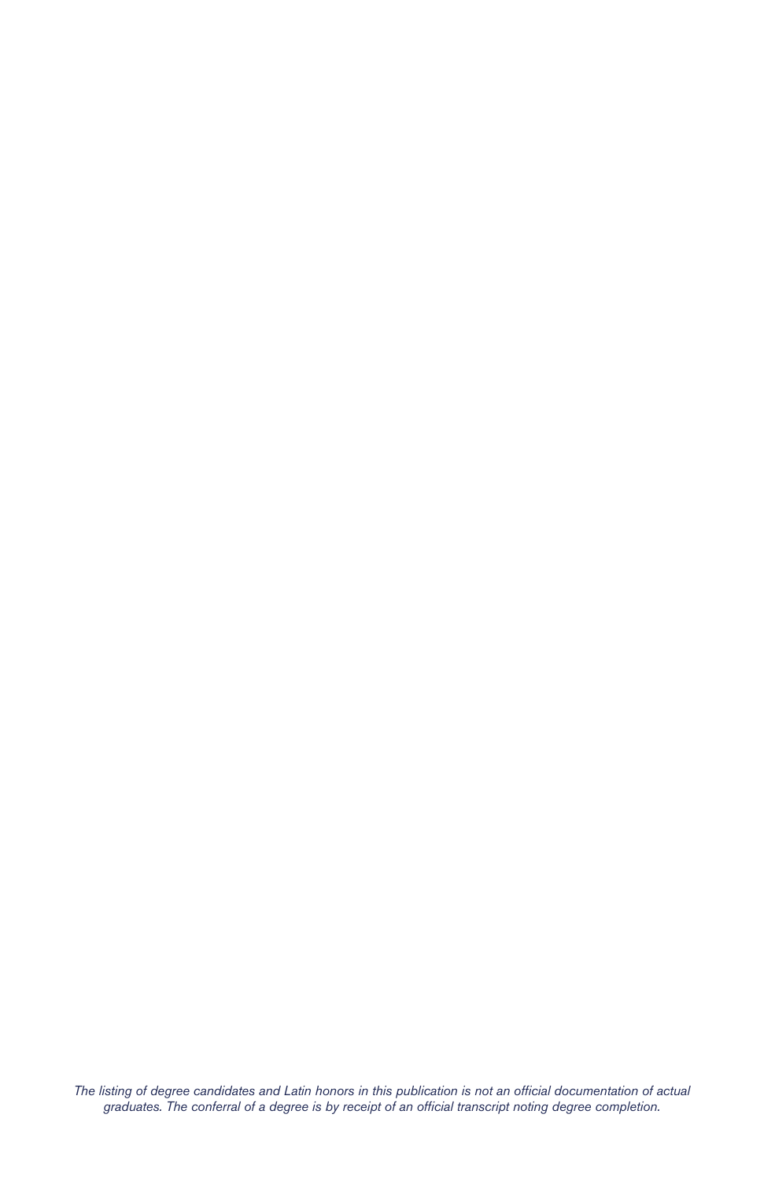*The listing of degree candidates and Latin honors in this publication is not an official documentation of actual graduates. The conferral of a degree is by receipt of an official transcript noting degree completion.*